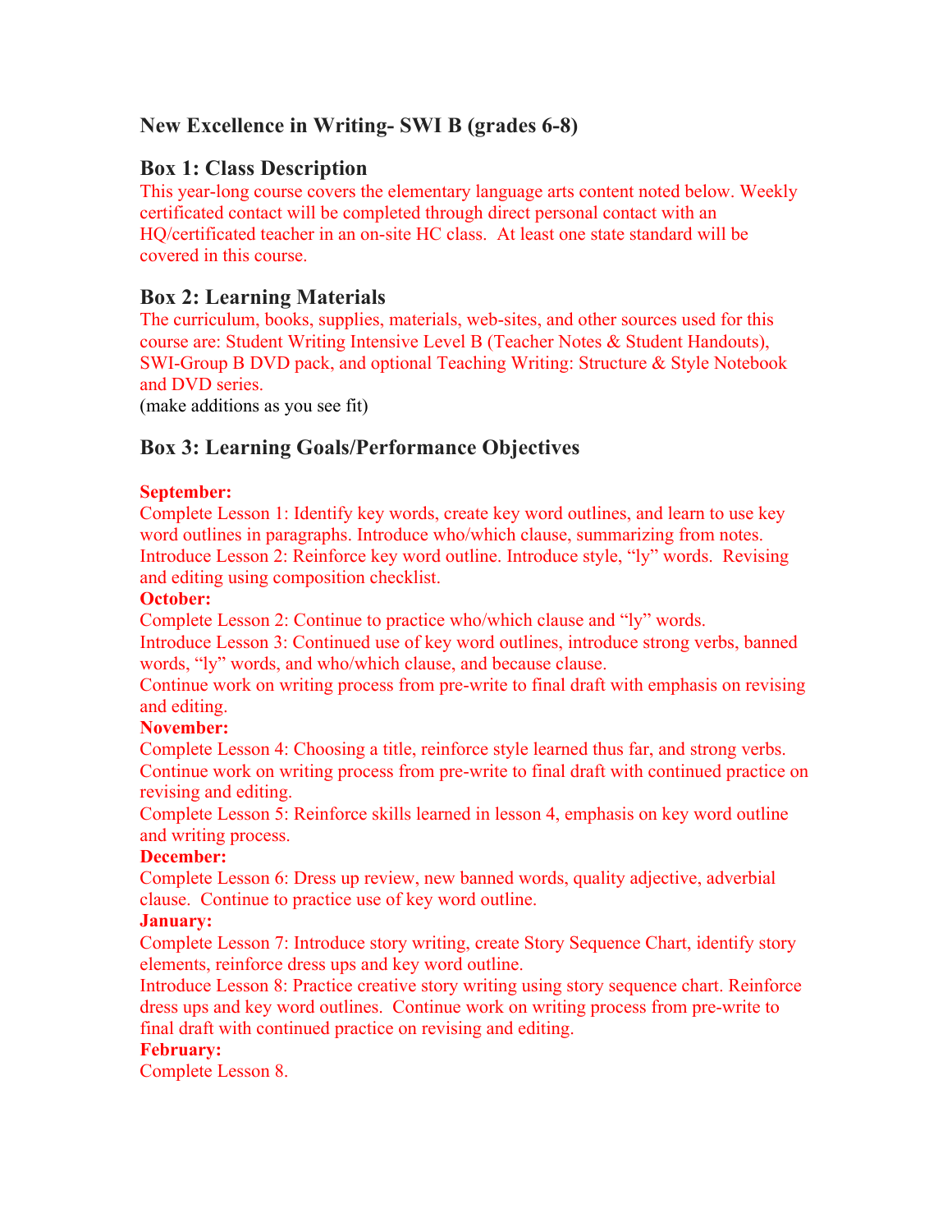## New Excellence in Writing- SWI B (grades 6-8)

### Box 1: Class Description

This year-long course covers the elementary language arts content noted below. Weekly certificated contact will be completed through direct personal contact with an HQ/certificated teacher in an on-site HC class. At least one state standard will be covered in this course.

### Box 2: Learning Materials

The curriculum, books, supplies, materials, web-sites, and other sources used for this course are: Student Writing Intensive Level B (Teacher Notes & Student Handouts), SWI-Group B DVD pack, and optional Teaching Writing: Structure & Style Notebook and DVD series.
(make additions as you see fit)

### Box 3: Learning Goals/Performance Objectives

**September:**
Complete Lesson 1: Identify key words, create key word outlines, and learn to use key word outlines in paragraphs. Introduce who/which clause, summarizing from notes.
Introduce Lesson 2: Reinforce key word outline. Introduce style, "ly" words. Revising and editing using composition checklist.

**October:**
Complete Lesson 2: Continue to practice who/which clause and "ly" words.
Introduce Lesson 3: Continued use of key word outlines, introduce strong verbs, banned words, "ly" words, and who/which clause, and because clause.
Continue work on writing process from pre-write to final draft with emphasis on revising and editing.

**November:**
Complete Lesson 4: Choosing a title, reinforce style learned thus far, and strong verbs. Continue work on writing process from pre-write to final draft with continued practice on revising and editing.
Complete Lesson 5: Reinforce skills learned in lesson 4, emphasis on key word outline and writing process.

**December:**
Complete Lesson 6: Dress up review, new banned words, quality adjective, adverbial clause. Continue to practice use of key word outline.

**January:**
Complete Lesson 7: Introduce story writing, create Story Sequence Chart, identify story elements, reinforce dress ups and key word outline.
Introduce Lesson 8: Practice creative story writing using story sequence chart. Reinforce dress ups and key word outlines. Continue work on writing process from pre-write to final draft with continued practice on revising and editing.

**February:**
Complete Lesson 8.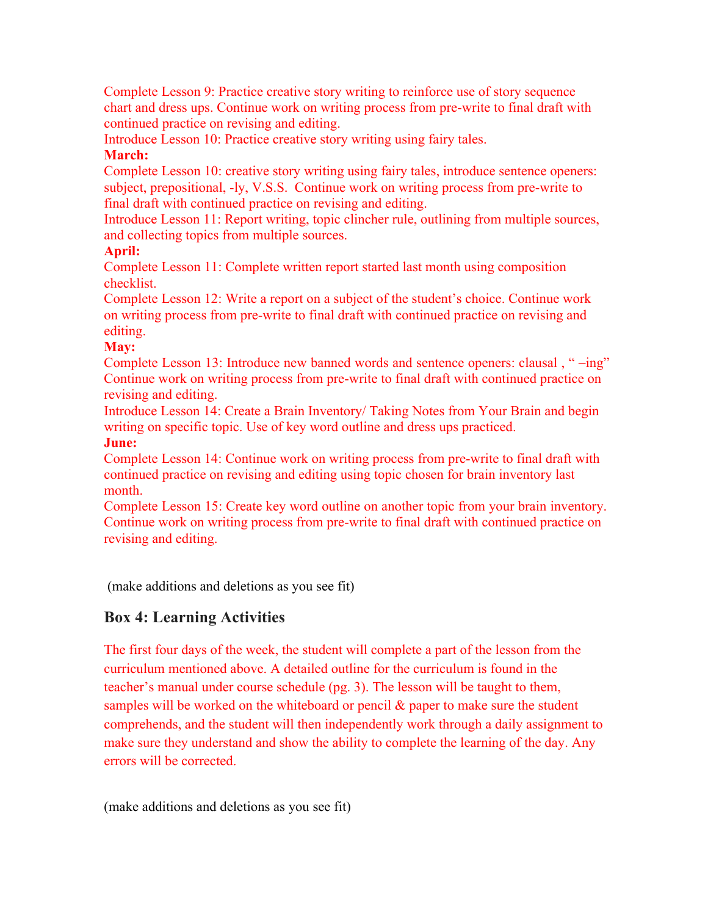Complete Lesson 9: Practice creative story writing to reinforce use of story sequence chart and dress ups. Continue work on writing process from pre-write to final draft with continued practice on revising and editing.
Introduce Lesson 10: Practice creative story writing using fairy tales.

**March:**

Complete Lesson 10: creative story writing using fairy tales, introduce sentence openers: subject, prepositional, -ly, V.S.S. Continue work on writing process from pre-write to final draft with continued practice on revising and editing.
Introduce Lesson 11: Report writing, topic clincher rule, outlining from multiple sources, and collecting topics from multiple sources.

**April:**

Complete Lesson 11: Complete written report started last month using composition checklist.
Complete Lesson 12: Write a report on a subject of the student's choice. Continue work on writing process from pre-write to final draft with continued practice on revising and editing.

**May:**

Complete Lesson 13: Introduce new banned words and sentence openers: clausal , " –ing" Continue work on writing process from pre-write to final draft with continued practice on revising and editing.
Introduce Lesson 14: Create a Brain Inventory/ Taking Notes from Your Brain and begin writing on specific topic. Use of key word outline and dress ups practiced.

**June:**

Complete Lesson 14: Continue work on writing process from pre-write to final draft with continued practice on revising and editing using topic chosen for brain inventory last month.
Complete Lesson 15: Create key word outline on another topic from your brain inventory. Continue work on writing process from pre-write to final draft with continued practice on revising and editing.

(make additions and deletions as you see fit)

## Box 4: Learning Activities

The first four days of the week, the student will complete a part of the lesson from the curriculum mentioned above. A detailed outline for the curriculum is found in the teacher's manual under course schedule (pg. 3). The lesson will be taught to them, samples will be worked on the whiteboard or pencil & paper to make sure the student comprehends, and the student will then independently work through a daily assignment to make sure they understand and show the ability to complete the learning of the day. Any errors will be corrected.

(make additions and deletions as you see fit)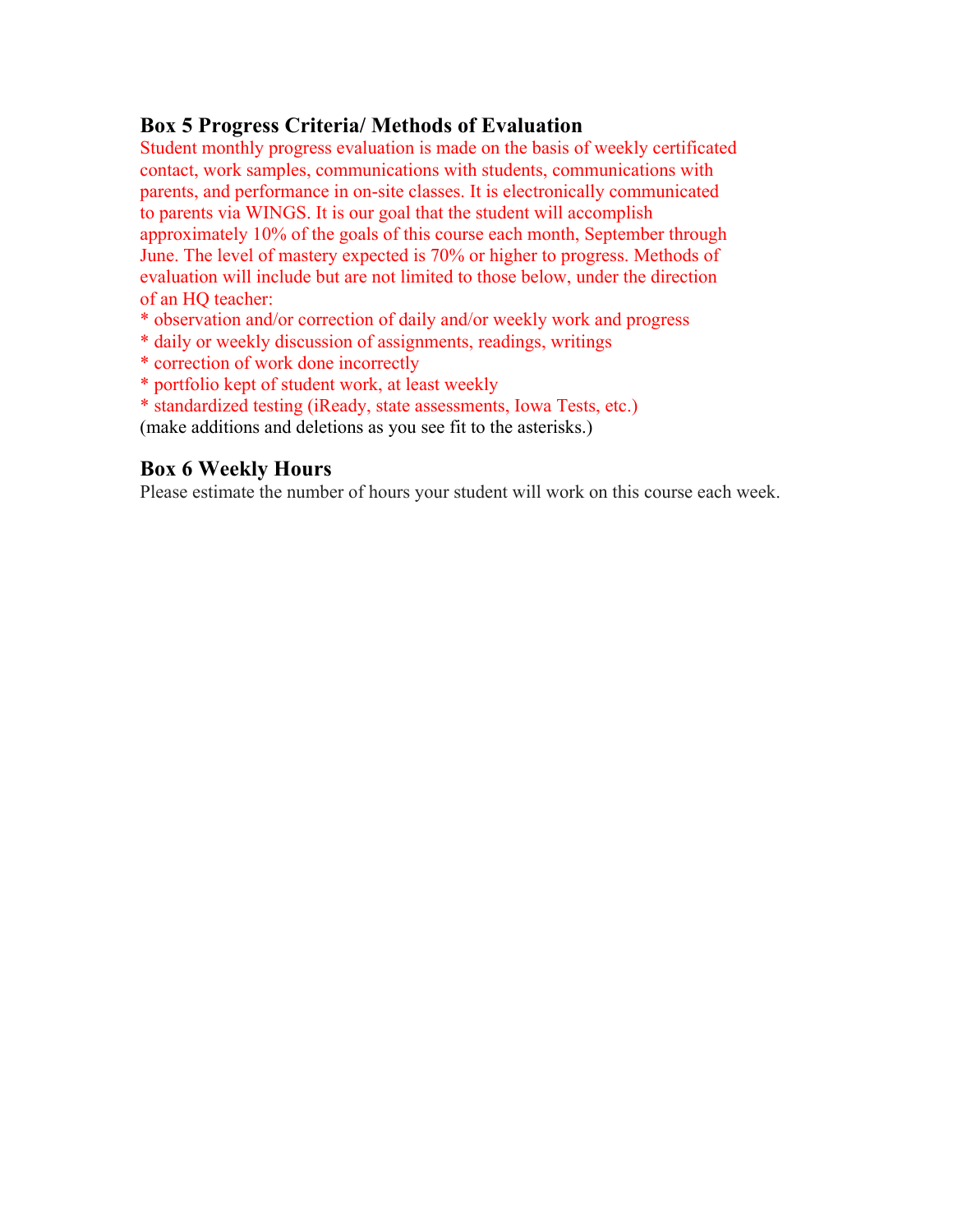## Box 5 Progress Criteria/ Methods of Evaluation

Student monthly progress evaluation is made on the basis of weekly certificated contact, work samples, communications with students, communications with parents, and performance in on-site classes. It is electronically communicated to parents via WINGS. It is our goal that the student will accomplish approximately 10% of the goals of this course each month, September through June. The level of mastery expected is 70% or higher to progress. Methods of evaluation will include but are not limited to those below, under the direction of an HQ teacher:

* observation and/or correction of daily and/or weekly work and progress
* daily or weekly discussion of assignments, readings, writings
* correction of work done incorrectly
* portfolio kept of student work, at least weekly
* standardized testing (iReady, state assessments, Iowa Tests, etc.)

(make additions and deletions as you see fit to the asterisks.)

## Box 6 Weekly Hours

Please estimate the number of hours your student will work on this course each week.